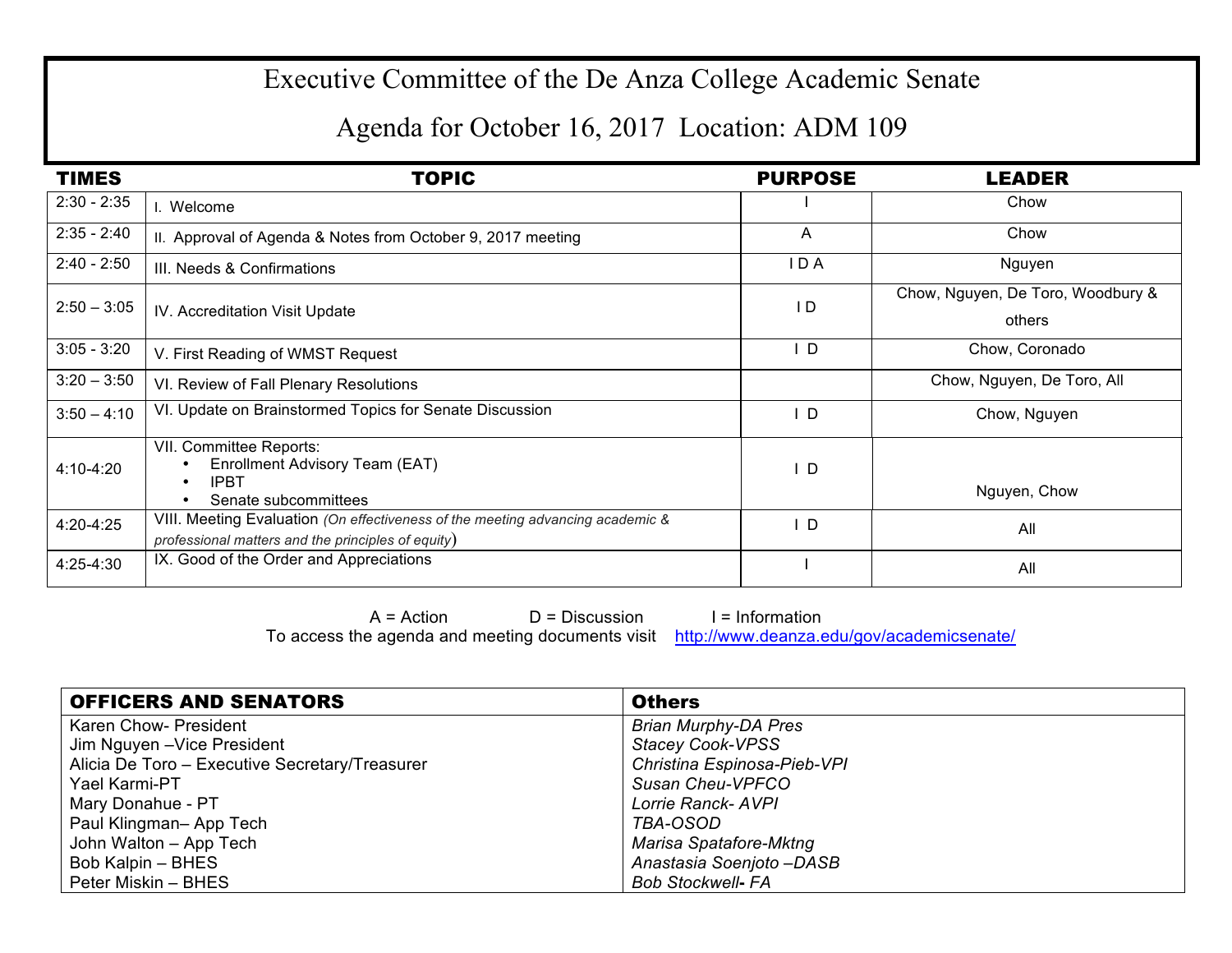# Executive Committee of the De Anza College Academic Senate

## Agenda for October 16, 2017 Location: ADM 109

| TIMES | TOPIC | PURPOSE | LEADER |
|---|---|---|---|
| 2:30 - 2:35 | I. Welcome | I | Chow |
| 2:35 - 2:40 | II. Approval of Agenda & Notes from October 9, 2017 meeting | A | Chow |
| 2:40 - 2:50 | III. Needs & Confirmations | I D A | Nguyen |
| 2:50 – 3:05 | IV. Accreditation Visit Update | I D | Chow, Nguyen, De Toro, Woodbury & others |
| 3:05 - 3:20 | V. First Reading of WMST Request | I D | Chow, Coronado |
| 3:20 – 3:50 | VI. Review of Fall Plenary Resolutions | | Chow, Nguyen, De Toro, All |
| 3:50 – 4:10 | VI. Update on Brainstormed Topics for Senate Discussion | I D | Chow, Nguyen |
| 4:10-4:20 | VII. Committee Reports:<br>• Enrollment Advisory Team (EAT)<br>• IPBT<br>• Senate subcommittees | I D | Nguyen, Chow |
| 4:20-4:25 | VIII. Meeting Evaluation *(On effectiveness of the meeting advancing academic & professional matters and the principles of equity)* | I D | All |
| 4:25-4:30 | IX. Good of the Order and Appreciations | I | All |

A = Action D = Discussion I = Information

To access the agenda and meeting documents visit http://www.deanza.edu/gov/academicsenate/

| OFFICERS AND SENATORS | Others |
|---|---|
| Karen Chow- President | *Brian Murphy-DA Pres* |
| Jim Nguyen –Vice President | *Stacey Cook-VPSS* |
| Alicia De Toro – Executive Secretary/Treasurer | *Christina Espinosa-Pieb-VPI* |
| Yael Karmi-PT | *Susan Cheu-VPFCO* |
| Mary Donahue - PT | *Lorrie Ranck- AVPI* |
| Paul Klingman– App Tech | *TBA-OSOD* |
| John Walton – App Tech | *Marisa Spatafore-Mktng* |
| Bob Kalpin – BHES | *Anastasia Soenjoto –DASB* |
| Peter Miskin – BHES | *Bob Stockwell- FA* |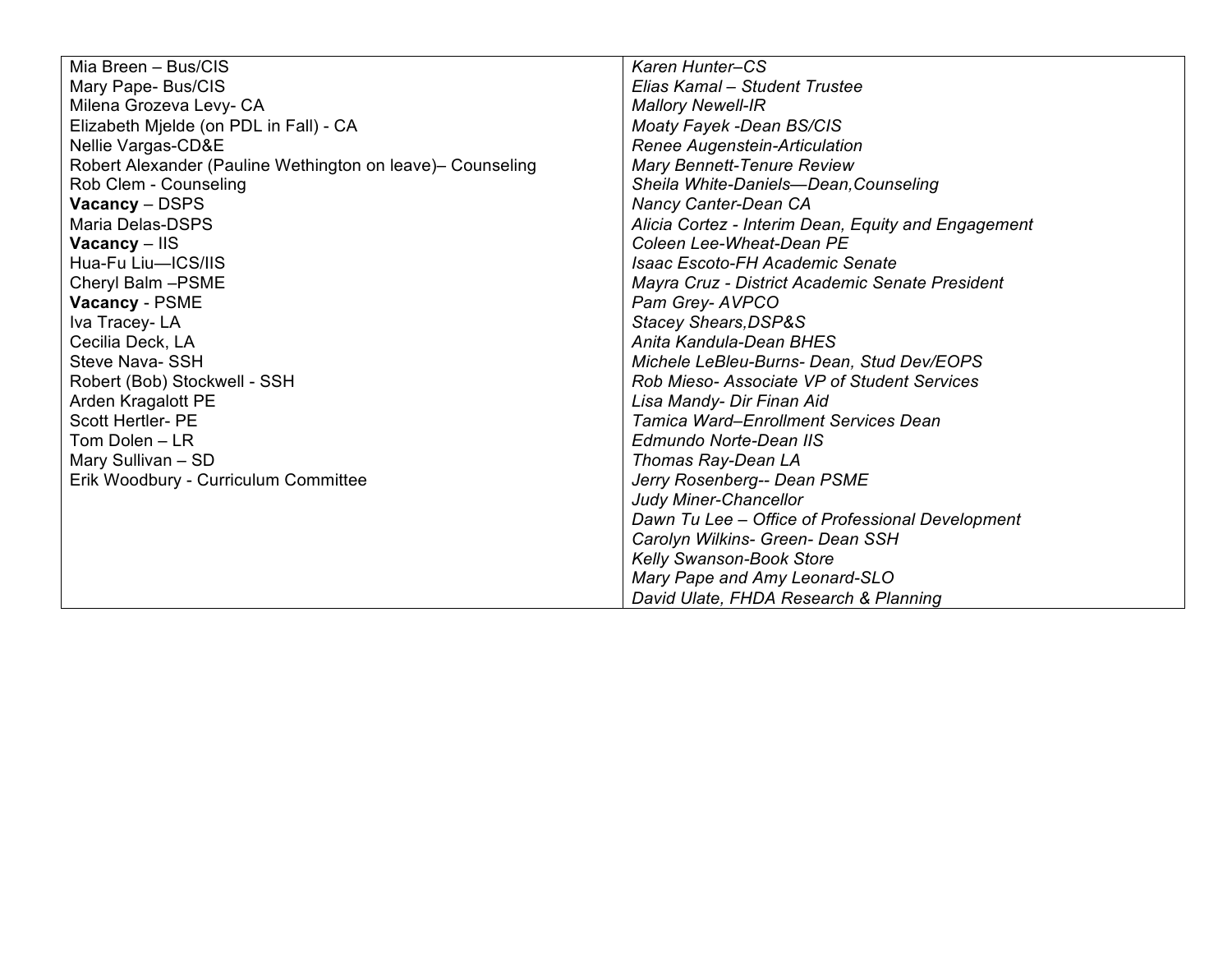| | |
|---|---|
| Mia Breen – Bus/CIS | *Karen Hunter–CS* |
| Mary Pape- Bus/CIS | *Elias Kamal – Student Trustee* |
| Milena Grozeva Levy- CA | *Mallory Newell-IR* |
| Elizabeth Mjelde (on PDL in Fall) - CA | *Moaty Fayek -Dean BS/CIS* |
| Nellie Vargas-CD&E | *Renee Augenstein-Articulation* |
| Robert Alexander (Pauline Wethington on leave)– Counseling | *Mary Bennett-Tenure Review* |
| Rob Clem - Counseling | *Sheila White-Daniels—Dean,Counseling* |
| **Vacancy** – DSPS | *Nancy Canter-Dean CA* |
| Maria Delas-DSPS | *Alicia Cortez - Interim Dean, Equity and Engagement* |
| **Vacancy** – IIS | *Coleen Lee-Wheat-Dean PE* |
| Hua-Fu Liu—ICS/IIS | *Isaac Escoto-FH Academic Senate* |
| Cheryl Balm –PSME | *Mayra Cruz - District Academic Senate President* |
| **Vacancy** - PSME | *Pam Grey- AVPCO* |
| Iva Tracey- LA | *Stacey Shears,DSP&S* |
| Cecilia Deck, LA | *Anita Kandula-Dean BHES* |
| Steve Nava- SSH | *Michele LeBleu-Burns- Dean, Stud Dev/EOPS* |
| Robert (Bob) Stockwell - SSH | *Rob Mieso- Associate VP of Student Services* |
| Arden Kragalott PE | *Lisa Mandy- Dir Finan Aid* |
| Scott Hertler- PE | *Tamica Ward–Enrollment Services Dean* |
| Tom Dolen – LR | *Edmundo Norte-Dean IIS* |
| Mary Sullivan – SD | *Thomas Ray-Dean LA* |
| Erik Woodbury - Curriculum Committee | *Jerry Rosenberg-- Dean PSME* |
| | *Judy Miner-Chancellor* |
| | *Dawn Tu Lee – Office of Professional Development* |
| | *Carolyn Wilkins- Green- Dean SSH* |
| | *Kelly Swanson-Book Store* |
| | *Mary Pape and Amy Leonard-SLO* |
| | *David Ulate, FHDA Research & Planning* |